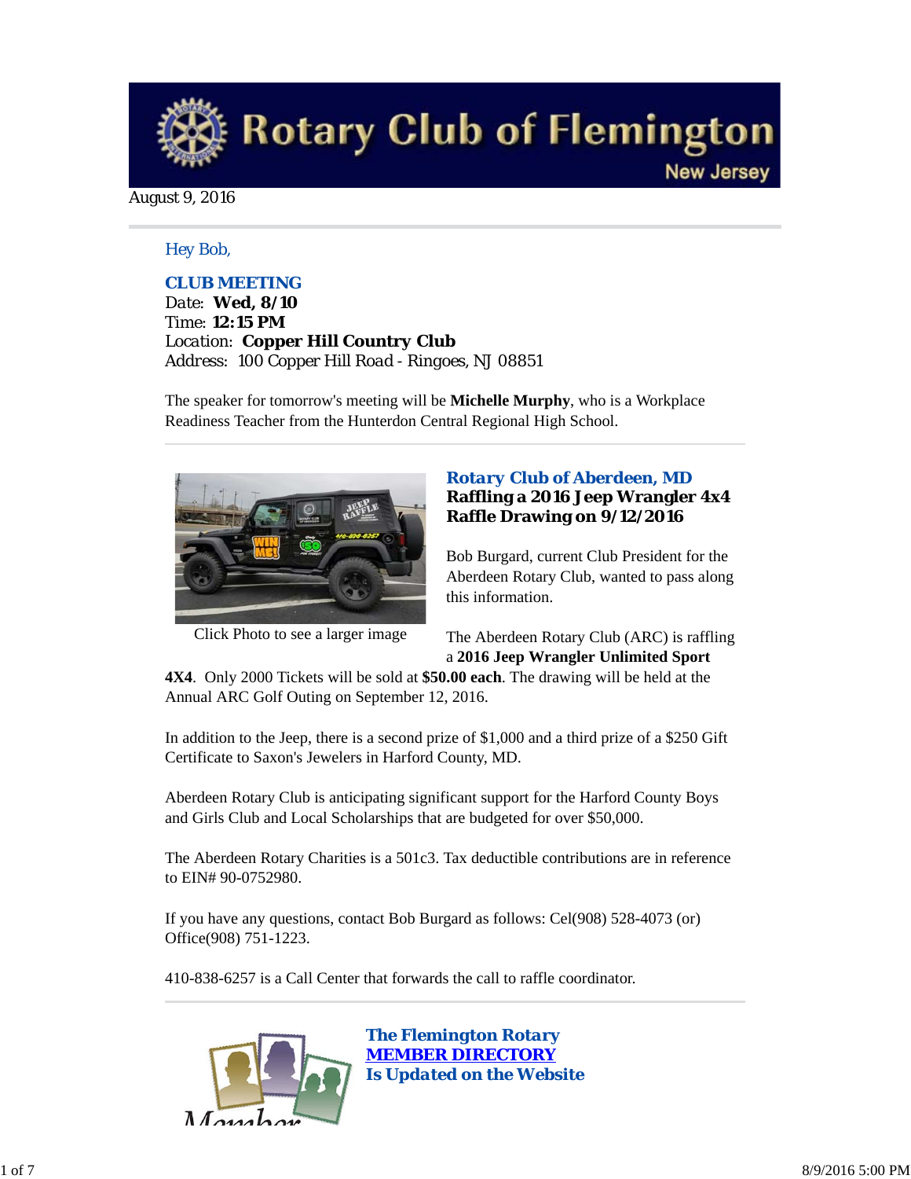# Rotary Club of Flemington

New Jersey

August 9, 2016

Hey Bob,

**CLUB MEETING**
Date: **Wed, 8/10**
Time: **12:15 PM**
Location: **Copper Hill Country Club**
Address: 100 Copper Hill Road - Ringoes, NJ 08851

The speaker for tomorrow's meeting will be **Michelle Murphy**, who is a Workplace Readiness Teacher from the Hunterdon Central Regional High School.

---

Click Photo to see a larger image

### Rotary Club of Aberdeen, MD
**Raffling a 2016 Jeep Wrangler 4x4**
**Raffle Drawing on 9/12/2016**

Bob Burgard, current Club President for the Aberdeen Rotary Club, wanted to pass along this information.

The Aberdeen Rotary Club (ARC) is raffling a **2016 Jeep Wrangler Unlimited Sport 4X4**. Only 2000 Tickets will be sold at **$50.00 each**. The drawing will be held at the Annual ARC Golf Outing on September 12, 2016.

In addition to the Jeep, there is a second prize of $1,000 and a third prize of a $250 Gift Certificate to Saxon's Jewelers in Harford County, MD.

Aberdeen Rotary Club is anticipating significant support for the Harford County Boys and Girls Club and Local Scholarships that are budgeted for over $50,000.

The Aberdeen Rotary Charities is a 501c3. Tax deductible contributions are in reference to EIN# 90-0752980.

If you have any questions, contact Bob Burgard as follows: Cel(908) 528-4073 (or) Office(908) 751-1223.

410-838-6257 is a Call Center that forwards the call to raffle coordinator.

---

### The Flemington Rotary MEMBER DIRECTORY Is Updated on the Website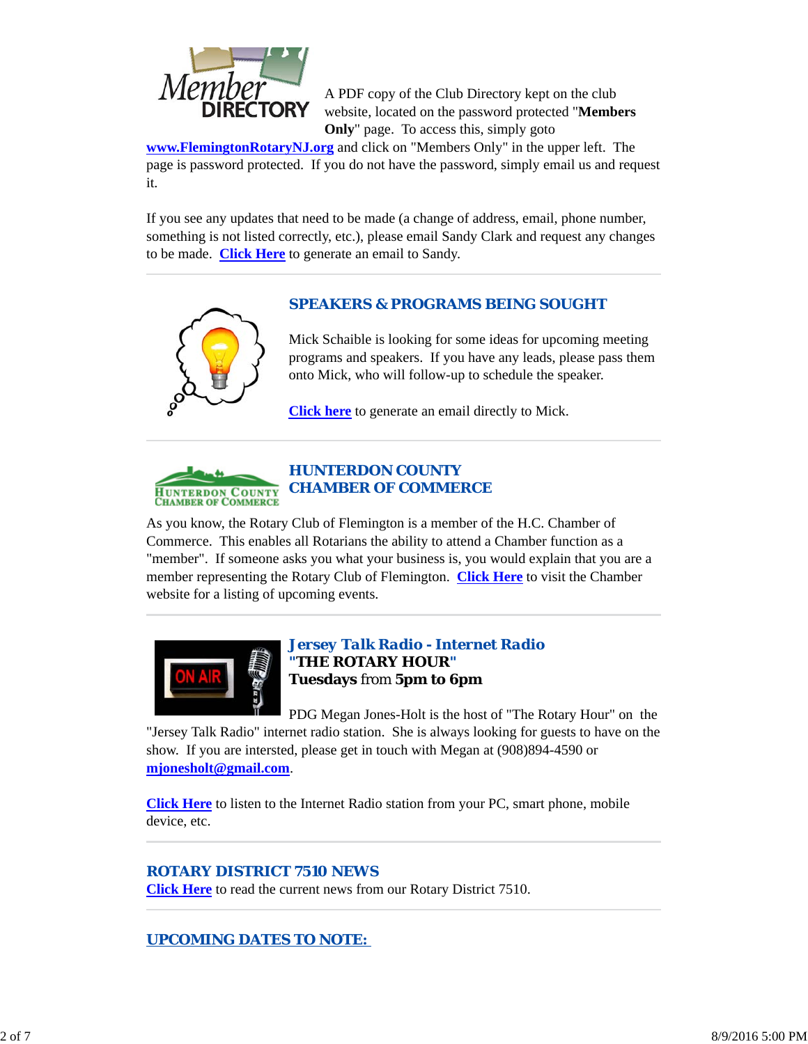A PDF copy of the Club Directory kept on the club website, located on the password protected "**Members Only**" page. To access this, simply goto **www.FlemingtonRotaryNJ.org** and click on "Members Only" in the upper left. The page is password protected. If you do not have the password, simply email us and request it.

If you see any updates that need to be made (a change of address, email, phone number, something is not listed correctly, etc.), please email Sandy Clark and request any changes to be made. **Click Here** to generate an email to Sandy.

## SPEAKERS & PROGRAMS BEING SOUGHT

Mick Schaible is looking for some ideas for upcoming meeting programs and speakers. If you have any leads, please pass them onto Mick, who will follow-up to schedule the speaker.

**Click here** to generate an email directly to Mick.

## HUNTERDON COUNTY CHAMBER OF COMMERCE

As you know, the Rotary Club of Flemington is a member of the H.C. Chamber of Commerce. This enables all Rotarians the ability to attend a Chamber function as a "member". If someone asks you what your business is, you would explain that you are a member representing the Rotary Club of Flemington. **Click Here** to visit the Chamber website for a listing of upcoming events.

## *Jersey Talk Radio - Internet Radio*

**"THE ROTARY HOUR"**
**Tuesdays** from **5pm to 6pm**

PDG Megan Jones-Holt is the host of "The Rotary Hour" on the "Jersey Talk Radio" internet radio station. She is always looking for guests to have on the show. If you are intersted, please get in touch with Megan at (908)894-4590 or **mjonesholt@gmail.com**.

**Click Here** to listen to the Internet Radio station from your PC, smart phone, mobile device, etc.

## ROTARY DISTRICT 7510 NEWS

**Click Here** to read the current news from our Rotary District 7510.

## UPCOMING DATES TO NOTE: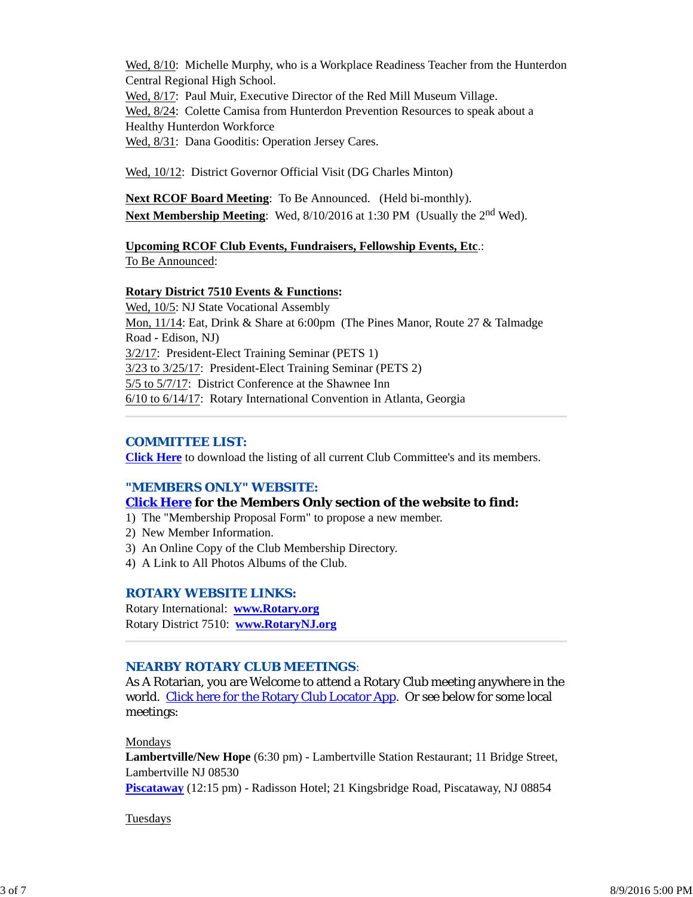Wed, 8/10: Michelle Murphy, who is a Workplace Readiness Teacher from the Hunterdon Central Regional High School.
Wed, 8/17: Paul Muir, Executive Director of the Red Mill Museum Village.
Wed, 8/24: Colette Camisa from Hunterdon Prevention Resources to speak about a Healthy Hunterdon Workforce
Wed, 8/31: Dana Gooditis: Operation Jersey Cares.

Wed, 10/12: District Governor Official Visit (DG Charles Minton)

**Next RCOF Board Meeting**: To Be Announced. (Held bi-monthly).
**Next Membership Meeting**: Wed, 8/10/2016 at 1:30 PM (Usually the 2nd Wed).

**Upcoming RCOF Club Events, Fundraisers, Fellowship Events, Etc.**:
To Be Announced:

**Rotary District 7510 Events & Functions:**
Wed, 10/5: NJ State Vocational Assembly
Mon, 11/14: Eat, Drink & Share at 6:00pm (The Pines Manor, Route 27 & Talmadge Road - Edison, NJ)
3/2/17: President-Elect Training Seminar (PETS 1)
3/23 to 3/25/17: President-Elect Training Seminar (PETS 2)
5/5 to 5/7/17: District Conference at the Shawnee Inn
6/10 to 6/14/17: Rotary International Convention in Atlanta, Georgia

## COMMITTEE LIST:

**Click Here** to download the listing of all current Club Committee's and its members.

## "MEMBERS ONLY" WEBSITE:

**Click Here for the Members Only section of the website to find:**

1) The "Membership Proposal Form" to propose a new member.
2) New Member Information.
3) An Online Copy of the Club Membership Directory.
4) A Link to All Photos Albums of the Club.

## ROTARY WEBSITE LINKS:

Rotary International: **www.Rotary.org**
Rotary District 7510: **www.RotaryNJ.org**

## NEARBY ROTARY CLUB MEETINGS:

As A Rotarian, you are Welcome to attend a Rotary Club meeting anywhere in the world. Click here for the Rotary Club Locator App. Or see below for some local meetings:

Mondays
**Lambertville/New Hope** (6:30 pm) - Lambertville Station Restaurant; 11 Bridge Street, Lambertville NJ 08530
**Piscataway** (12:15 pm) - Radisson Hotel; 21 Kingsbridge Road, Piscataway, NJ 08854

Tuesdays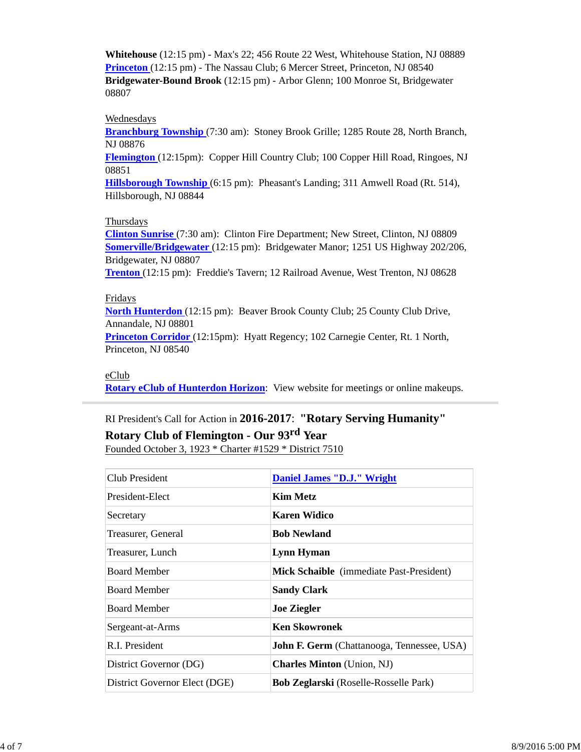**Whitehouse** (12:15 pm) - Max's 22; 456 Route 22 West, Whitehouse Station, NJ 08889
**Princeton** (12:15 pm) - The Nassau Club; 6 Mercer Street, Princeton, NJ 08540
**Bridgewater-Bound Brook** (12:15 pm) - Arbor Glenn; 100 Monroe St, Bridgewater 08807

Wednesdays
**Branchburg Township** (7:30 am): Stoney Brook Grille; 1285 Route 28, North Branch, NJ 08876
**Flemington** (12:15pm): Copper Hill Country Club; 100 Copper Hill Road, Ringoes, NJ 08851
**Hillsborough Township** (6:15 pm): Pheasant's Landing; 311 Amwell Road (Rt. 514), Hillsborough, NJ 08844

Thursdays
**Clinton Sunrise** (7:30 am): Clinton Fire Department; New Street, Clinton, NJ 08809
**Somerville/Bridgewater** (12:15 pm): Bridgewater Manor; 1251 US Highway 202/206, Bridgewater, NJ 08807
**Trenton** (12:15 pm): Freddie's Tavern; 12 Railroad Avenue, West Trenton, NJ 08628

Fridays
**North Hunterdon** (12:15 pm): Beaver Brook County Club; 25 County Club Drive, Annandale, NJ 08801
**Princeton Corridor** (12:15pm): Hyatt Regency; 102 Carnegie Center, Rt. 1 North, Princeton, NJ 08540

eClub
**Rotary eClub of Hunterdon Horizon**: View website for meetings or online makeups.

---

RI President's Call for Action in **2016-2017**: **"Rotary Serving Humanity"**

**Rotary Club of Flemington - Our 93rd Year**

Founded October 3, 1923 * Charter #1529 * District 7510

| Club President | **Daniel James "D.J." Wright** |
|---|---|
| President-Elect | **Kim Metz** |
| Secretary | **Karen Widico** |
| Treasurer, General | **Bob Newland** |
| Treasurer, Lunch | **Lynn Hyman** |
| Board Member | **Mick Schaible** (immediate Past-President) |
| Board Member | **Sandy Clark** |
| Board Member | **Joe Ziegler** |
| Sergeant-at-Arms | **Ken Skowronek** |
| R.I. President | **John F. Germ** (Chattanooga, Tennessee, USA) |
| District Governor (DG) | **Charles Minton** (Union, NJ) |
| District Governor Elect (DGE) | **Bob Zeglarski** (Roselle-Rosselle Park) |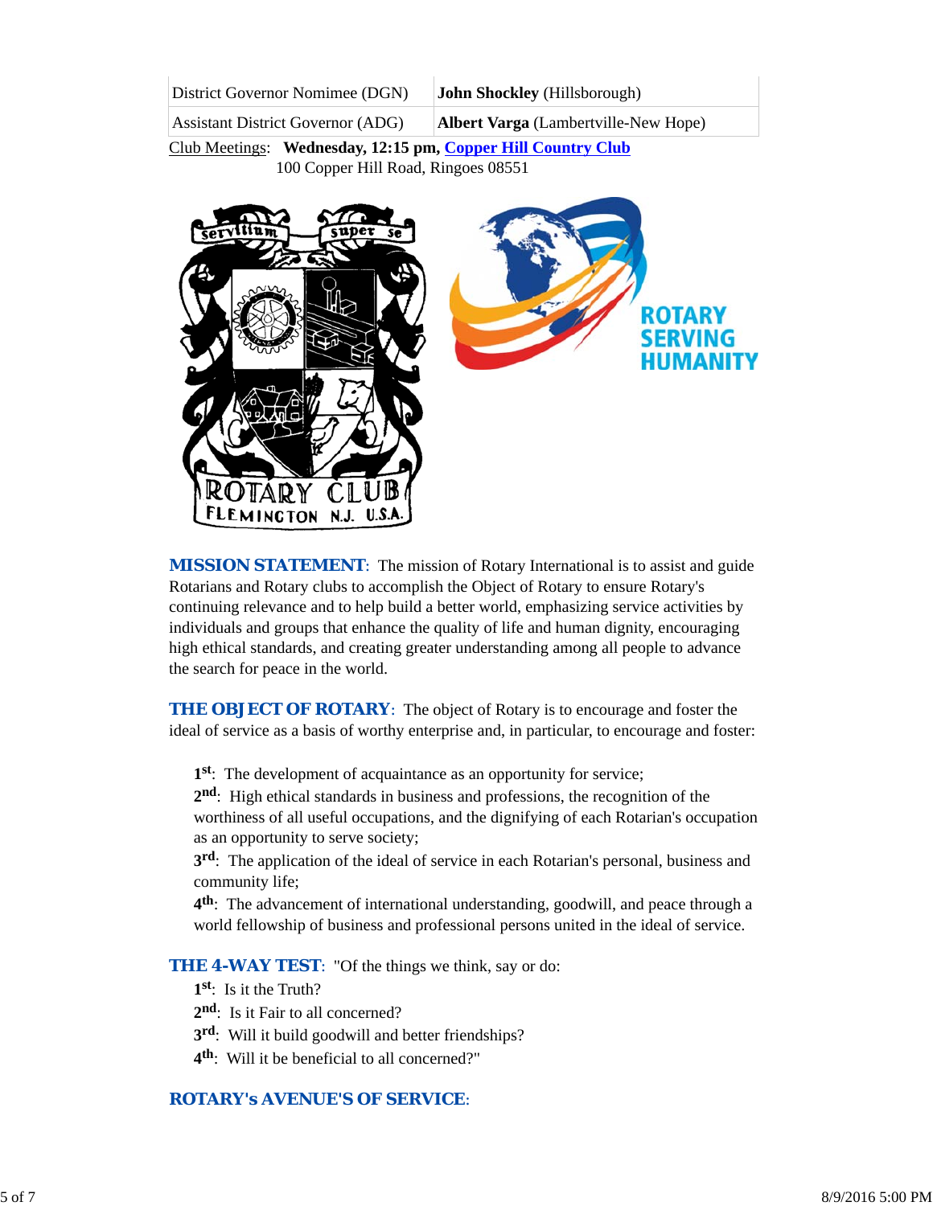| District Governor Nominee (DGN) | **John Shockley** (Hillsborough) |
|---|---|
| Assistant District Governor (ADG) | **Albert Varga** (Lambertville-New Hope) |

Club Meetings: **Wednesday, 12:15 pm, Copper Hill Country Club**
100 Copper Hill Road, Ringoes 08551

**MISSION STATEMENT**: The mission of Rotary International is to assist and guide Rotarians and Rotary clubs to accomplish the Object of Rotary to ensure Rotary's continuing relevance and to help build a better world, emphasizing service activities by individuals and groups that enhance the quality of life and human dignity, encouraging high ethical standards, and creating greater understanding among all people to advance the search for peace in the world.

**THE OBJECT OF ROTARY**: The object of Rotary is to encourage and foster the ideal of service as a basis of worthy enterprise and, in particular, to encourage and foster:

**1st**: The development of acquaintance as an opportunity for service;
**2nd**: High ethical standards in business and professions, the recognition of the worthiness of all useful occupations, and the dignifying of each Rotarian's occupation as an opportunity to serve society;
**3rd**: The application of the ideal of service in each Rotarian's personal, business and community life;
**4th**: The advancement of international understanding, goodwill, and peace through a world fellowship of business and professional persons united in the ideal of service.

**THE 4-WAY TEST**: "Of the things we think, say or do:
**1st**: Is it the Truth?
**2nd**: Is it Fair to all concerned?
**3rd**: Will it build goodwill and better friendships?
**4th**: Will it be beneficial to all concerned?"

**ROTARY's AVENUE'S OF SERVICE**: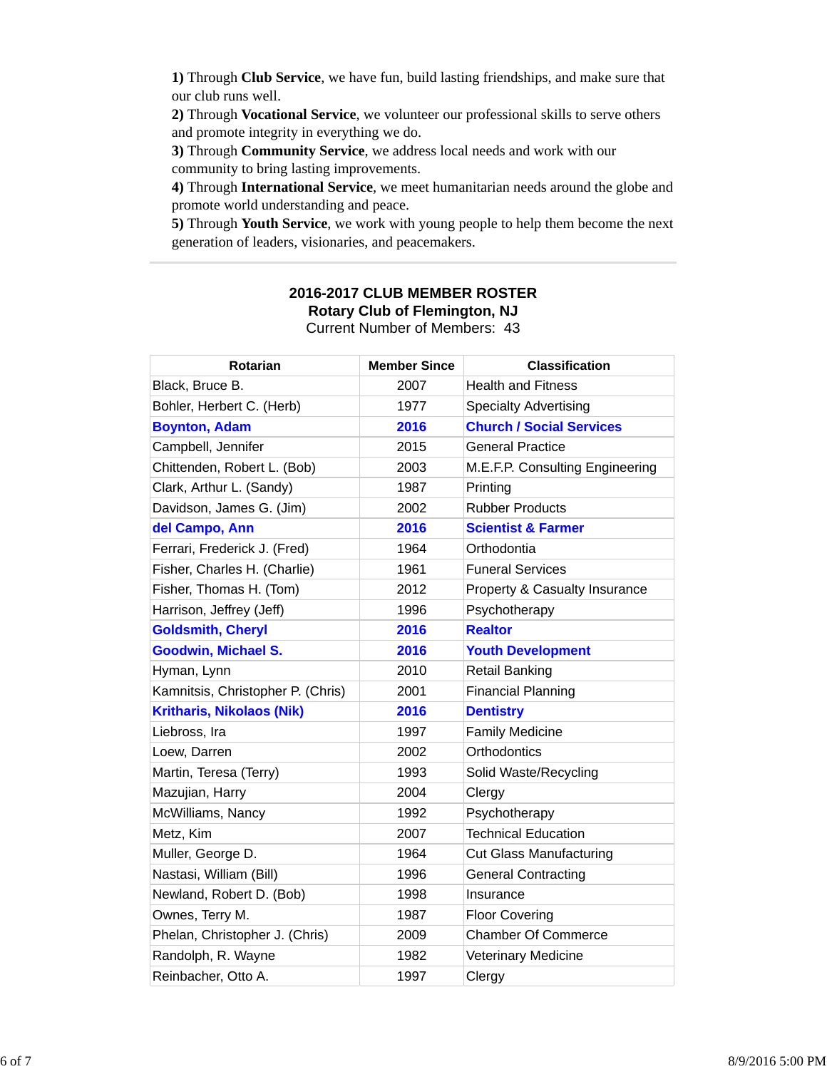**1)** Through **Club Service**, we have fun, build lasting friendships, and make sure that our club runs well.
**2)** Through **Vocational Service**, we volunteer our professional skills to serve others and promote integrity in everything we do.
**3)** Through **Community Service**, we address local needs and work with our community to bring lasting improvements.
**4)** Through **International Service**, we meet humanitarian needs around the globe and promote world understanding and peace.
**5)** Through **Youth Service**, we work with young people to help them become the next generation of leaders, visionaries, and peacemakers.

---

## 2016-2017 CLUB MEMBER ROSTER
### Rotary Club of Flemington, NJ
Current Number of Members: 43

| Rotarian | Member Since | Classification |
|---|---|---|
| Black, Bruce B. | 2007 | Health and Fitness |
| Bohler, Herbert C. (Herb) | 1977 | Specialty Advertising |
| **Boynton, Adam** | **2016** | **Church / Social Services** |
| Campbell, Jennifer | 2015 | General Practice |
| Chittenden, Robert L. (Bob) | 2003 | M.E.F.P. Consulting Engineering |
| Clark, Arthur L. (Sandy) | 1987 | Printing |
| Davidson, James G. (Jim) | 2002 | Rubber Products |
| **del Campo, Ann** | **2016** | **Scientist & Farmer** |
| Ferrari, Frederick J. (Fred) | 1964 | Orthodontia |
| Fisher, Charles H. (Charlie) | 1961 | Funeral Services |
| Fisher, Thomas H. (Tom) | 2012 | Property & Casualty Insurance |
| Harrison, Jeffrey (Jeff) | 1996 | Psychotherapy |
| **Goldsmith, Cheryl** | **2016** | **Realtor** |
| **Goodwin, Michael S.** | **2016** | **Youth Development** |
| Hyman, Lynn | 2010 | Retail Banking |
| Kamnitsis, Christopher P. (Chris) | 2001 | Financial Planning |
| **Kritharis, Nikolaos (Nik)** | **2016** | **Dentistry** |
| Liebross, Ira | 1997 | Family Medicine |
| Loew, Darren | 2002 | Orthodontics |
| Martin, Teresa (Terry) | 1993 | Solid Waste/Recycling |
| Mazujian, Harry | 2004 | Clergy |
| McWilliams, Nancy | 1992 | Psychotherapy |
| Metz, Kim | 2007 | Technical Education |
| Muller, George D. | 1964 | Cut Glass Manufacturing |
| Nastasi, William (Bill) | 1996 | General Contracting |
| Newland, Robert D. (Bob) | 1998 | Insurance |
| Ownes, Terry M. | 1987 | Floor Covering |
| Phelan, Christopher J. (Chris) | 2009 | Chamber Of Commerce |
| Randolph, R. Wayne | 1982 | Veterinary Medicine |
| Reinbacher, Otto A. | 1997 | Clergy |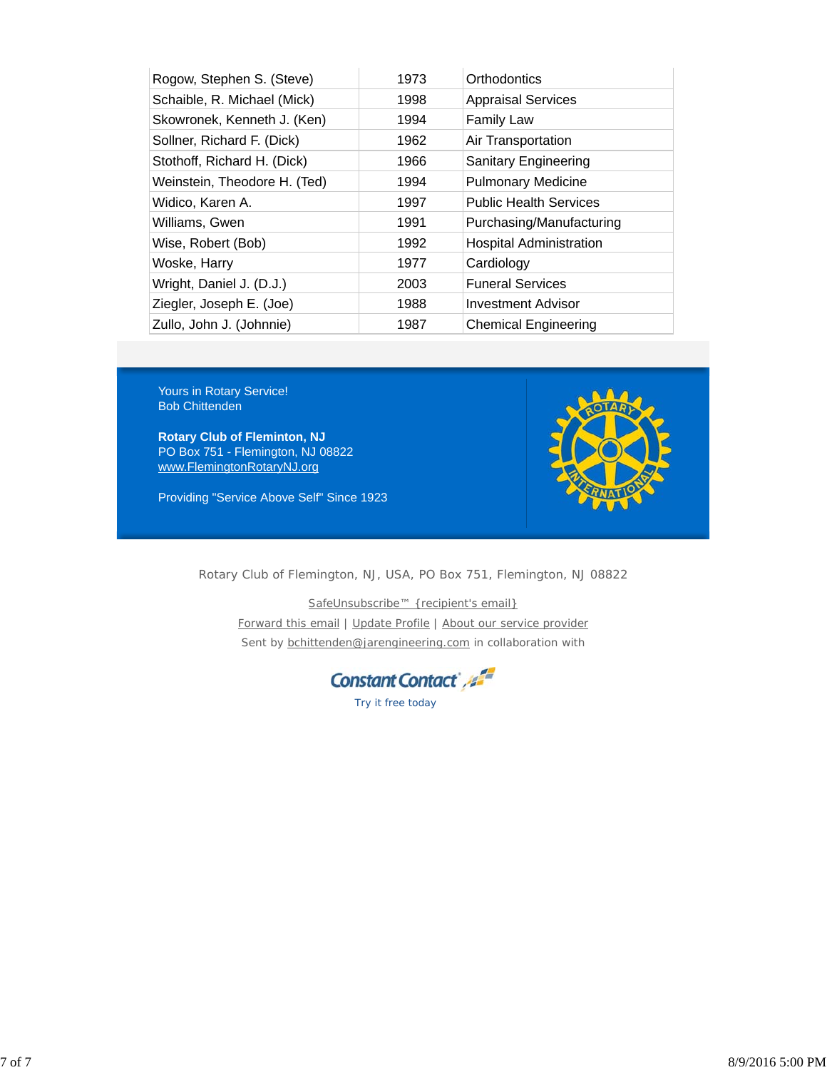| | | |
|---|---|---|
| Rogow, Stephen S. (Steve) | 1973 | Orthodontics |
| Schaible, R. Michael (Mick) | 1998 | Appraisal Services |
| Skowronek, Kenneth J. (Ken) | 1994 | Family Law |
| Sollner, Richard F. (Dick) | 1962 | Air Transportation |
| Stothoff, Richard H. (Dick) | 1966 | Sanitary Engineering |
| Weinstein, Theodore H. (Ted) | 1994 | Pulmonary Medicine |
| Widico, Karen A. | 1997 | Public Health Services |
| Williams, Gwen | 1991 | Purchasing/Manufacturing |
| Wise, Robert (Bob) | 1992 | Hospital Administration |
| Woske, Harry | 1977 | Cardiology |
| Wright, Daniel J. (D.J.) | 2003 | Funeral Services |
| Ziegler, Joseph E. (Joe) | 1988 | Investment Advisor |
| Zullo, John J. (Johnnie) | 1987 | Chemical Engineering |

Yours in Rotary Service!
Bob Chittenden

**Rotary Club of Fleminton, NJ**
PO Box 751 - Flemington, NJ 08822
www.FlemingtonRotaryNJ.org

Providing "Service Above Self" Since 1923

Rotary Club of Flemington, NJ, USA, PO Box 751, Flemington, NJ 08822

SafeUnsubscribe™ {recipient's email}

Forward this email | Update Profile | About our service provider

Sent by bchittenden@jarengineering.com in collaboration with

Constant Contact

Try it free today